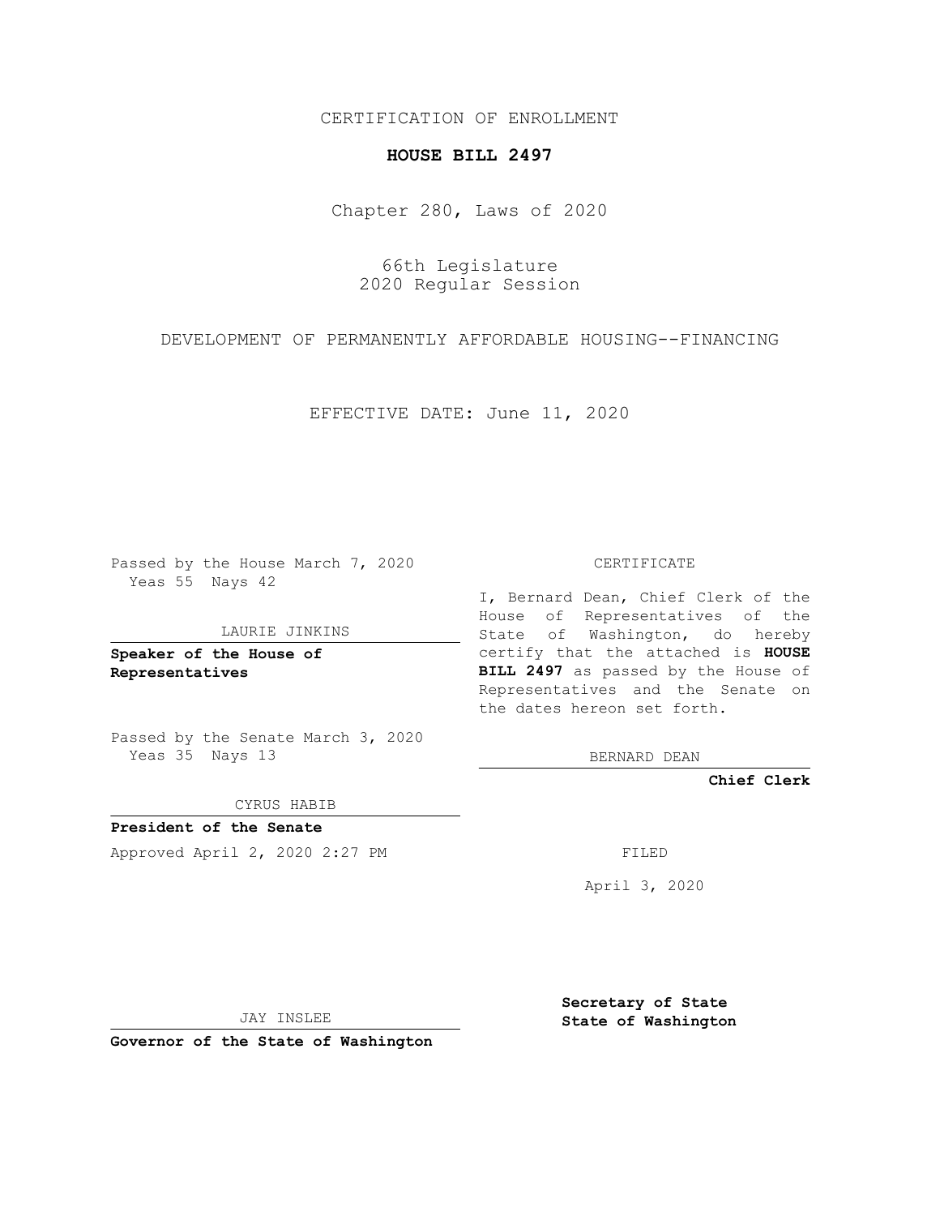CERTIFICATION OF ENROLLMENT

**HOUSE BILL 2497**

Chapter 280, Laws of 2020

66th Legislature
2020 Regular Session

DEVELOPMENT OF PERMANENTLY AFFORDABLE HOUSING--FINANCING

EFFECTIVE DATE: June 11, 2020

Passed by the House March 7, 2020
Yeas 55 Nays 42

LAURIE JINKINS

**Speaker of the House of Representatives**

Passed by the Senate March 3, 2020
Yeas 35 Nays 13

CYRUS HABIB

**President of the Senate**

Approved April 2, 2020 2:27 PM

JAY INSLEE

**Governor of the State of Washington**

CERTIFICATE

I, Bernard Dean, Chief Clerk of the House of Representatives of the State of Washington, do hereby certify that the attached is **HOUSE BILL 2497** as passed by the House of Representatives and the Senate on the dates hereon set forth.

BERNARD DEAN

**Chief Clerk**

FILED

April 3, 2020

**Secretary of State**
**State of Washington**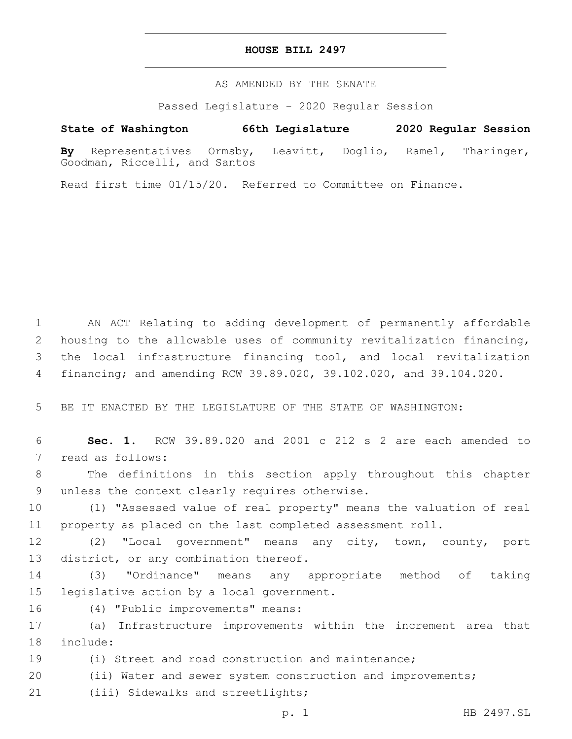# HOUSE BILL 2497

AS AMENDED BY THE SENATE

Passed Legislature - 2020 Regular Session

**State of Washington 66th Legislature 2020 Regular Session**

**By** Representatives Ormsby, Leavitt, Doglio, Ramel, Tharinger, Goodman, Riccelli, and Santos

Read first time 01/15/20. Referred to Committee on Finance.

AN ACT Relating to adding development of permanently affordable housing to the allowable uses of community revitalization financing, the local infrastructure financing tool, and local revitalization financing; and amending RCW 39.89.020, 39.102.020, and 39.104.020.

BE IT ENACTED BY THE LEGISLATURE OF THE STATE OF WASHINGTON:

**Sec. 1.** RCW 39.89.020 and 2001 c 212 s 2 are each amended to read as follows:

The definitions in this section apply throughout this chapter unless the context clearly requires otherwise.

(1) "Assessed value of real property" means the valuation of real property as placed on the last completed assessment roll.

(2) "Local government" means any city, town, county, port district, or any combination thereof.

(3) "Ordinance" means any appropriate method of taking legislative action by a local government.

(4) "Public improvements" means:

(a) Infrastructure improvements within the increment area that include:

(i) Street and road construction and maintenance;

(ii) Water and sewer system construction and improvements;

(iii) Sidewalks and streetlights;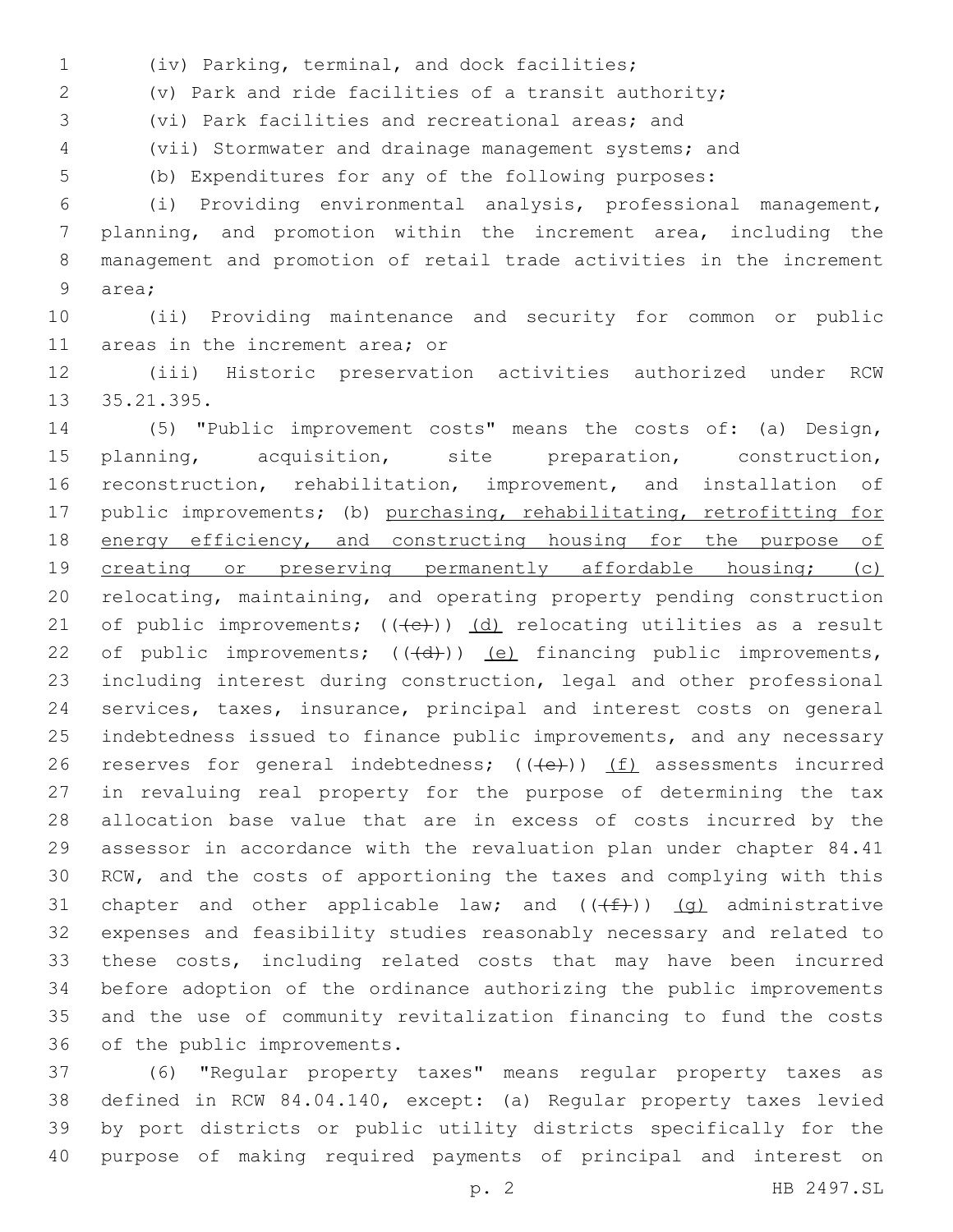(iv) Parking, terminal, and dock facilities;

(v) Park and ride facilities of a transit authority;

(vi) Park facilities and recreational areas; and

(vii) Stormwater and drainage management systems; and

(b) Expenditures for any of the following purposes:

(i) Providing environmental analysis, professional management, planning, and promotion within the increment area, including the management and promotion of retail trade activities in the increment area;

(ii) Providing maintenance and security for common or public areas in the increment area; or

(iii) Historic preservation activities authorized under RCW 35.21.395.

(5) "Public improvement costs" means the costs of: (a) Design, planning, acquisition, site preparation, construction, reconstruction, rehabilitation, improvement, and installation of public improvements; (b) <u>purchasing, rehabilitating, retrofitting for energy efficiency, and constructing housing for the purpose of creating or preserving permanently affordable housing; (c)</u> relocating, maintaining, and operating property pending construction of public improvements; ((~~(c)~~)) <u>(d)</u> relocating utilities as a result of public improvements; ((~~(d)~~)) <u>(e)</u> financing public improvements, including interest during construction, legal and other professional services, taxes, insurance, principal and interest costs on general indebtedness issued to finance public improvements, and any necessary reserves for general indebtedness; ((~~(e)~~)) <u>(f)</u> assessments incurred in revaluing real property for the purpose of determining the tax allocation base value that are in excess of costs incurred by the assessor in accordance with the revaluation plan under chapter 84.41 RCW, and the costs of apportioning the taxes and complying with this chapter and other applicable law; and ((~~(f)~~)) <u>(g)</u> administrative expenses and feasibility studies reasonably necessary and related to these costs, including related costs that may have been incurred before adoption of the ordinance authorizing the public improvements and the use of community revitalization financing to fund the costs of the public improvements.

(6) "Regular property taxes" means regular property taxes as defined in RCW 84.04.140, except: (a) Regular property taxes levied by port districts or public utility districts specifically for the purpose of making required payments of principal and interest on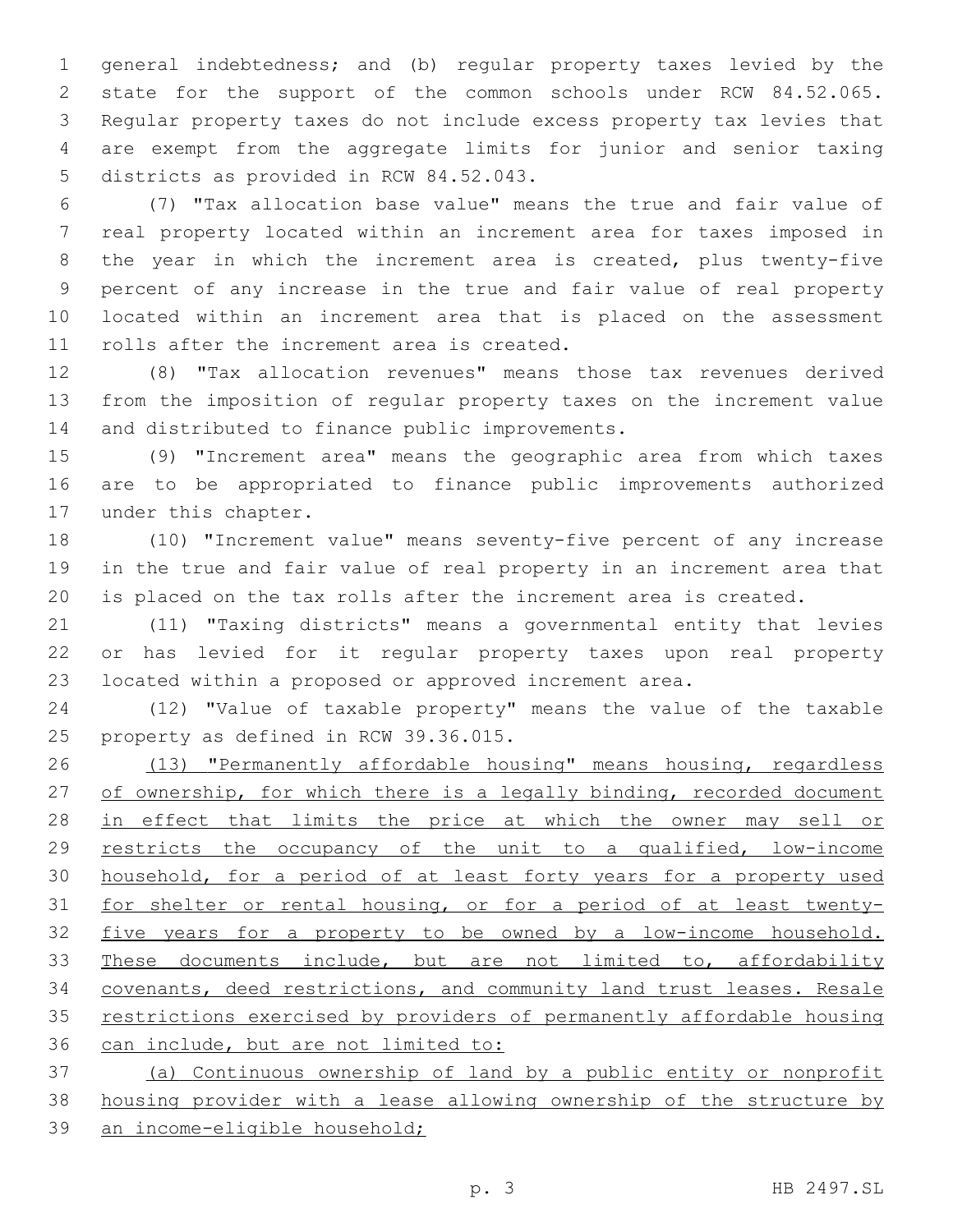general indebtedness; and (b) regular property taxes levied by the state for the support of the common schools under RCW 84.52.065. Regular property taxes do not include excess property tax levies that are exempt from the aggregate limits for junior and senior taxing districts as provided in RCW 84.52.043.

(7) "Tax allocation base value" means the true and fair value of real property located within an increment area for taxes imposed in the year in which the increment area is created, plus twenty-five percent of any increase in the true and fair value of real property located within an increment area that is placed on the assessment rolls after the increment area is created.

(8) "Tax allocation revenues" means those tax revenues derived from the imposition of regular property taxes on the increment value and distributed to finance public improvements.

(9) "Increment area" means the geographic area from which taxes are to be appropriated to finance public improvements authorized under this chapter.

(10) "Increment value" means seventy-five percent of any increase in the true and fair value of real property in an increment area that is placed on the tax rolls after the increment area is created.

(11) "Taxing districts" means a governmental entity that levies or has levied for it regular property taxes upon real property located within a proposed or approved increment area.

(12) "Value of taxable property" means the value of the taxable property as defined in RCW 39.36.015.

(13) "Permanently affordable housing" means housing, regardless of ownership, for which there is a legally binding, recorded document in effect that limits the price at which the owner may sell or restricts the occupancy of the unit to a qualified, low-income household, for a period of at least forty years for a property used for shelter or rental housing, or for a period of at least twenty-five years for a property to be owned by a low-income household. These documents include, but are not limited to, affordability covenants, deed restrictions, and community land trust leases. Resale restrictions exercised by providers of permanently affordable housing can include, but are not limited to:

(a) Continuous ownership of land by a public entity or nonprofit housing provider with a lease allowing ownership of the structure by an income-eligible household;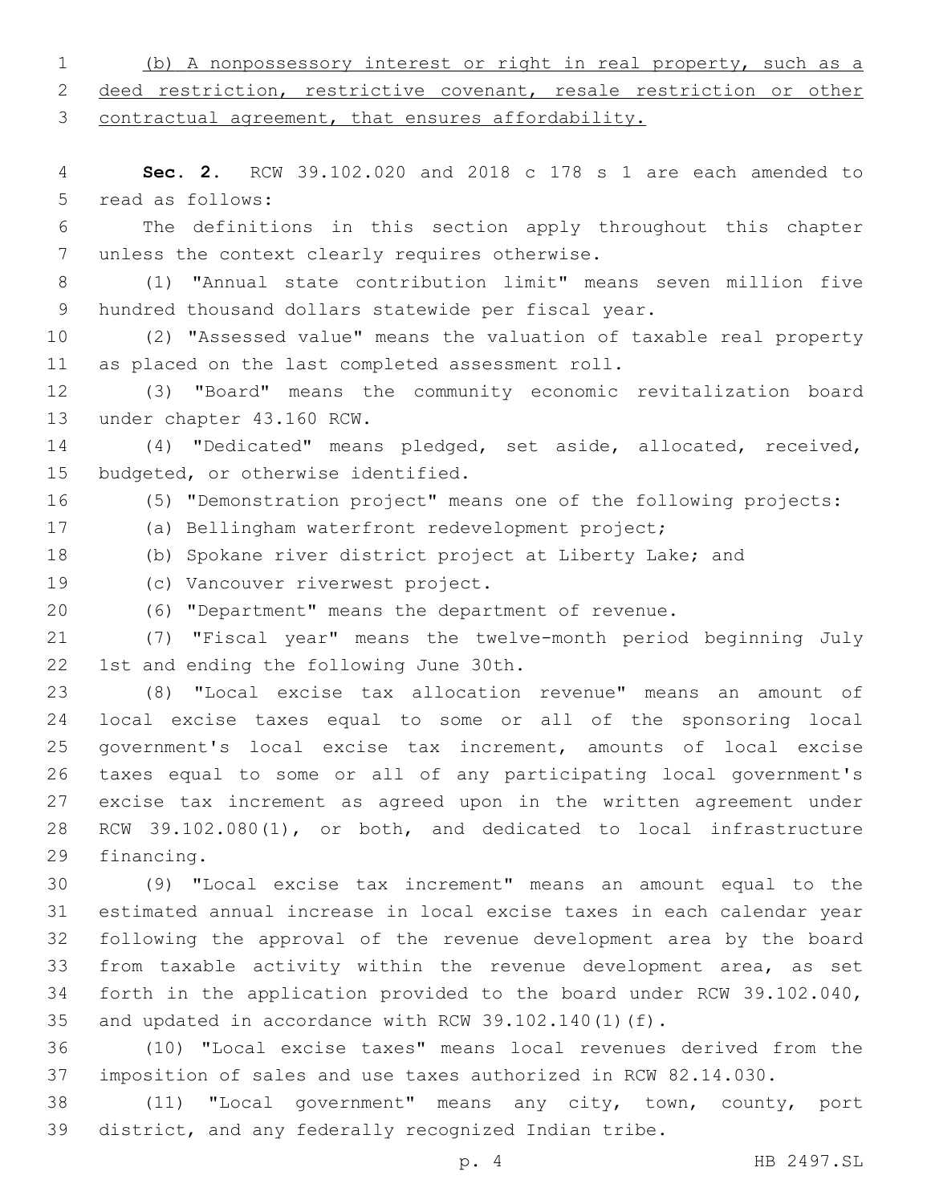(b) A nonpossessory interest or right in real property, such as a deed restriction, restrictive covenant, resale restriction or other contractual agreement, that ensures affordability.

**Sec. 2.** RCW 39.102.020 and 2018 c 178 s 1 are each amended to read as follows:

The definitions in this section apply throughout this chapter unless the context clearly requires otherwise.

(1) "Annual state contribution limit" means seven million five hundred thousand dollars statewide per fiscal year.

(2) "Assessed value" means the valuation of taxable real property as placed on the last completed assessment roll.

(3) "Board" means the community economic revitalization board under chapter 43.160 RCW.

(4) "Dedicated" means pledged, set aside, allocated, received, budgeted, or otherwise identified.

(5) "Demonstration project" means one of the following projects:

(a) Bellingham waterfront redevelopment project;

(b) Spokane river district project at Liberty Lake; and

(c) Vancouver riverwest project.

(6) "Department" means the department of revenue.

(7) "Fiscal year" means the twelve-month period beginning July 1st and ending the following June 30th.

(8) "Local excise tax allocation revenue" means an amount of local excise taxes equal to some or all of the sponsoring local government's local excise tax increment, amounts of local excise taxes equal to some or all of any participating local government's excise tax increment as agreed upon in the written agreement under RCW 39.102.080(1), or both, and dedicated to local infrastructure financing.

(9) "Local excise tax increment" means an amount equal to the estimated annual increase in local excise taxes in each calendar year following the approval of the revenue development area by the board from taxable activity within the revenue development area, as set forth in the application provided to the board under RCW 39.102.040, and updated in accordance with RCW 39.102.140(1)(f).

(10) "Local excise taxes" means local revenues derived from the imposition of sales and use taxes authorized in RCW 82.14.030.

(11) "Local government" means any city, town, county, port district, and any federally recognized Indian tribe.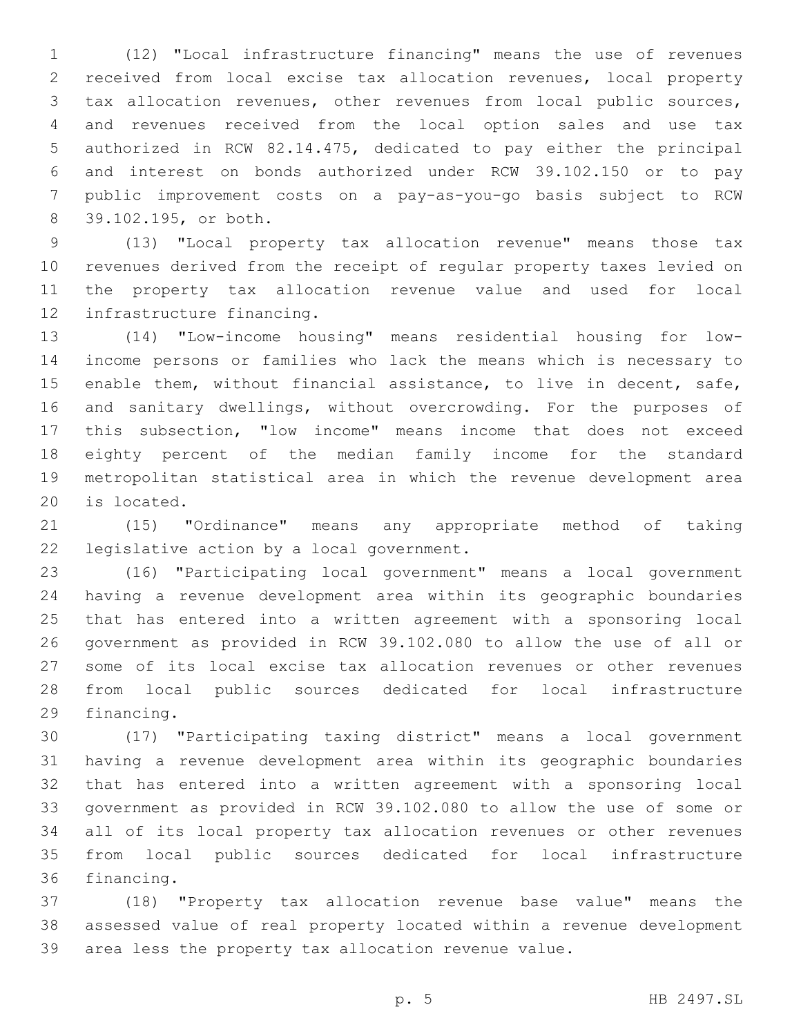(12) "Local infrastructure financing" means the use of revenues received from local excise tax allocation revenues, local property tax allocation revenues, other revenues from local public sources, and revenues received from the local option sales and use tax authorized in RCW 82.14.475, dedicated to pay either the principal and interest on bonds authorized under RCW 39.102.150 or to pay public improvement costs on a pay-as-you-go basis subject to RCW 39.102.195, or both.

(13) "Local property tax allocation revenue" means those tax revenues derived from the receipt of regular property taxes levied on the property tax allocation revenue value and used for local infrastructure financing.

(14) "Low-income housing" means residential housing for low-income persons or families who lack the means which is necessary to enable them, without financial assistance, to live in decent, safe, and sanitary dwellings, without overcrowding. For the purposes of this subsection, "low income" means income that does not exceed eighty percent of the median family income for the standard metropolitan statistical area in which the revenue development area is located.

(15) "Ordinance" means any appropriate method of taking legislative action by a local government.

(16) "Participating local government" means a local government having a revenue development area within its geographic boundaries that has entered into a written agreement with a sponsoring local government as provided in RCW 39.102.080 to allow the use of all or some of its local excise tax allocation revenues or other revenues from local public sources dedicated for local infrastructure financing.

(17) "Participating taxing district" means a local government having a revenue development area within its geographic boundaries that has entered into a written agreement with a sponsoring local government as provided in RCW 39.102.080 to allow the use of some or all of its local property tax allocation revenues or other revenues from local public sources dedicated for local infrastructure financing.

(18) "Property tax allocation revenue base value" means the assessed value of real property located within a revenue development area less the property tax allocation revenue value.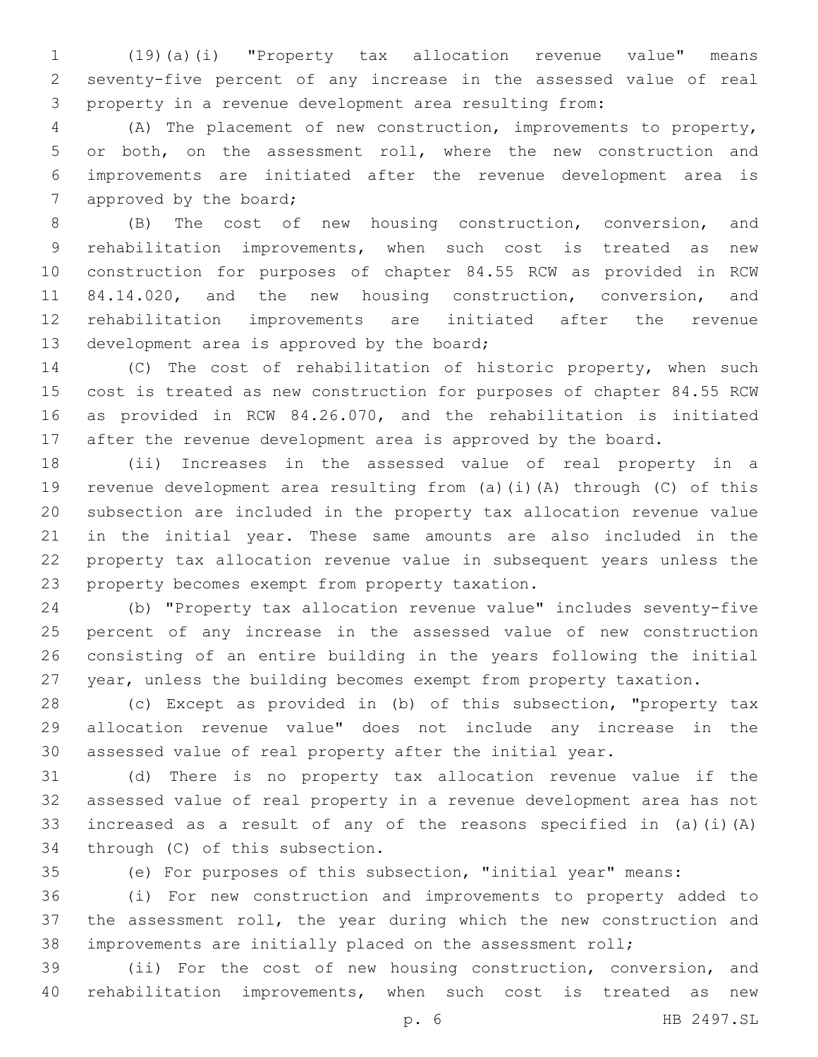(19)(a)(i) "Property tax allocation revenue value" means seventy-five percent of any increase in the assessed value of real property in a revenue development area resulting from:

(A) The placement of new construction, improvements to property, or both, on the assessment roll, where the new construction and improvements are initiated after the revenue development area is approved by the board;

(B) The cost of new housing construction, conversion, and rehabilitation improvements, when such cost is treated as new construction for purposes of chapter 84.55 RCW as provided in RCW 84.14.020, and the new housing construction, conversion, and rehabilitation improvements are initiated after the revenue development area is approved by the board;

(C) The cost of rehabilitation of historic property, when such cost is treated as new construction for purposes of chapter 84.55 RCW as provided in RCW 84.26.070, and the rehabilitation is initiated after the revenue development area is approved by the board.

(ii) Increases in the assessed value of real property in a revenue development area resulting from (a)(i)(A) through (C) of this subsection are included in the property tax allocation revenue value in the initial year. These same amounts are also included in the property tax allocation revenue value in subsequent years unless the property becomes exempt from property taxation.

(b) "Property tax allocation revenue value" includes seventy-five percent of any increase in the assessed value of new construction consisting of an entire building in the years following the initial year, unless the building becomes exempt from property taxation.

(c) Except as provided in (b) of this subsection, "property tax allocation revenue value" does not include any increase in the assessed value of real property after the initial year.

(d) There is no property tax allocation revenue value if the assessed value of real property in a revenue development area has not increased as a result of any of the reasons specified in (a)(i)(A) through (C) of this subsection.

(e) For purposes of this subsection, "initial year" means:

(i) For new construction and improvements to property added to the assessment roll, the year during which the new construction and improvements are initially placed on the assessment roll;

(ii) For the cost of new housing construction, conversion, and rehabilitation improvements, when such cost is treated as new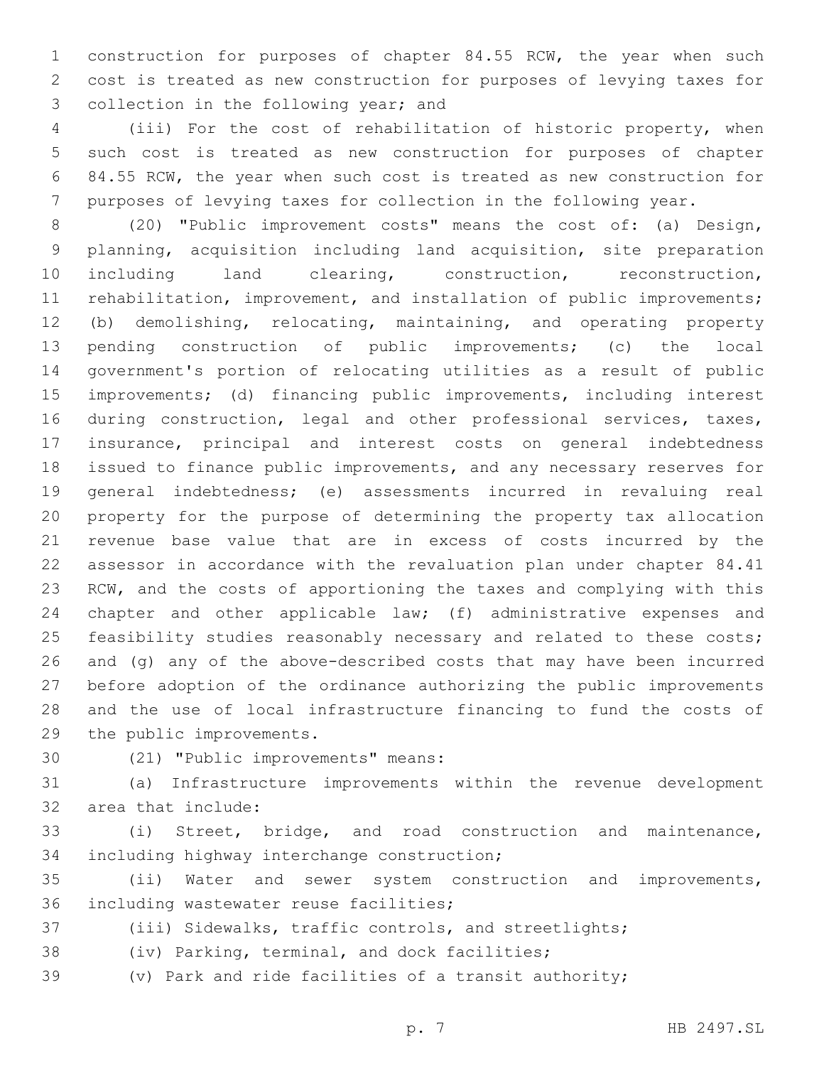construction for purposes of chapter 84.55 RCW, the year when such cost is treated as new construction for purposes of levying taxes for collection in the following year; and

(iii) For the cost of rehabilitation of historic property, when such cost is treated as new construction for purposes of chapter 84.55 RCW, the year when such cost is treated as new construction for purposes of levying taxes for collection in the following year.

(20) "Public improvement costs" means the cost of: (a) Design, planning, acquisition including land acquisition, site preparation including land clearing, construction, reconstruction, rehabilitation, improvement, and installation of public improvements; (b) demolishing, relocating, maintaining, and operating property pending construction of public improvements; (c) the local government's portion of relocating utilities as a result of public improvements; (d) financing public improvements, including interest during construction, legal and other professional services, taxes, insurance, principal and interest costs on general indebtedness issued to finance public improvements, and any necessary reserves for general indebtedness; (e) assessments incurred in revaluing real property for the purpose of determining the property tax allocation revenue base value that are in excess of costs incurred by the assessor in accordance with the revaluation plan under chapter 84.41 RCW, and the costs of apportioning the taxes and complying with this chapter and other applicable law; (f) administrative expenses and feasibility studies reasonably necessary and related to these costs; and (g) any of the above-described costs that may have been incurred before adoption of the ordinance authorizing the public improvements and the use of local infrastructure financing to fund the costs of the public improvements.

(21) "Public improvements" means:

(a) Infrastructure improvements within the revenue development area that include:

(i) Street, bridge, and road construction and maintenance, including highway interchange construction;

(ii) Water and sewer system construction and improvements, including wastewater reuse facilities;

(iii) Sidewalks, traffic controls, and streetlights;

(iv) Parking, terminal, and dock facilities;

(v) Park and ride facilities of a transit authority;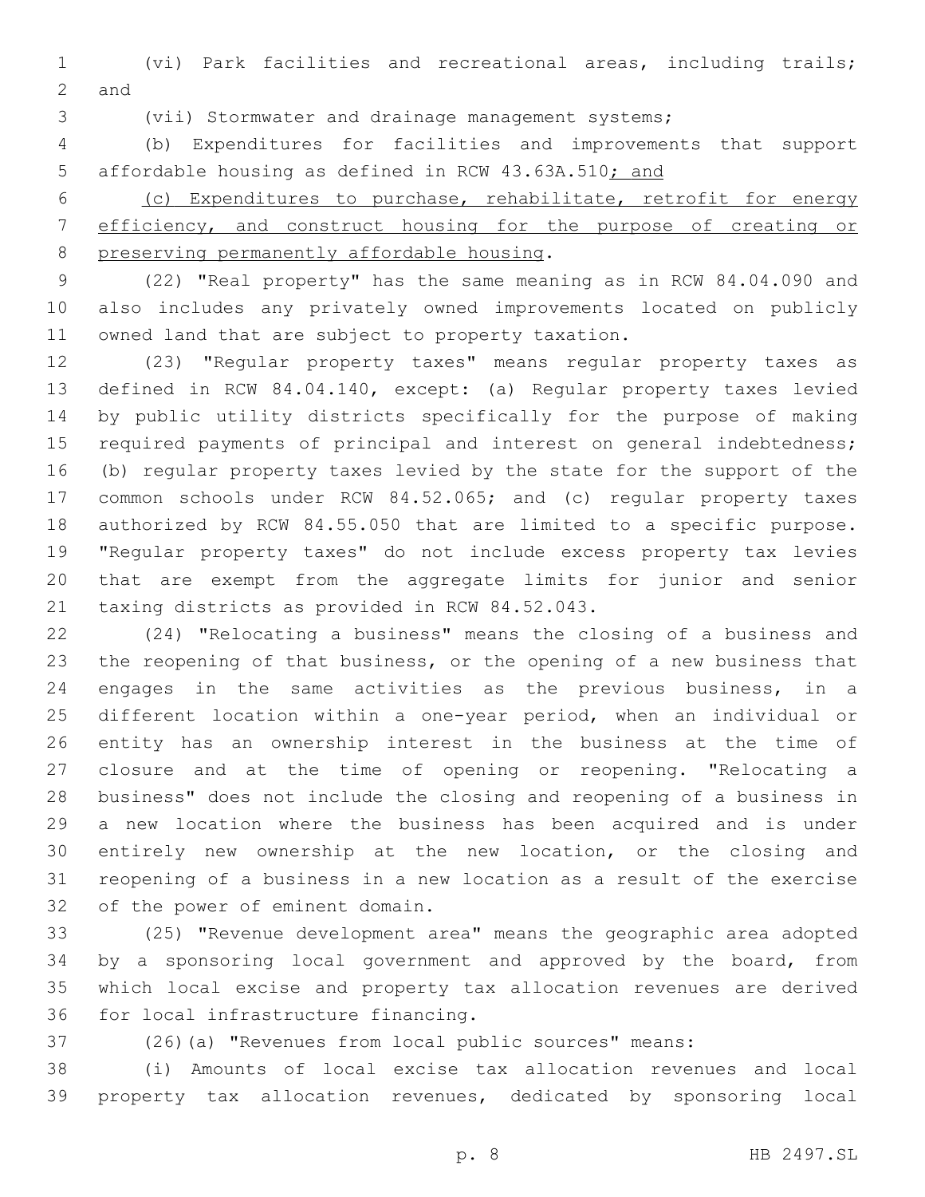(vi) Park facilities and recreational areas, including trails; and

(vii) Stormwater and drainage management systems;

(b) Expenditures for facilities and improvements that support affordable housing as defined in RCW 43.63A.510<u>; and</u>

<u>(c) Expenditures to purchase, rehabilitate, retrofit for energy efficiency, and construct housing for the purpose of creating or preserving permanently affordable housing</u>.

(22) "Real property" has the same meaning as in RCW 84.04.090 and also includes any privately owned improvements located on publicly owned land that are subject to property taxation.

(23) "Regular property taxes" means regular property taxes as defined in RCW 84.04.140, except: (a) Regular property taxes levied by public utility districts specifically for the purpose of making required payments of principal and interest on general indebtedness; (b) regular property taxes levied by the state for the support of the common schools under RCW 84.52.065; and (c) regular property taxes authorized by RCW 84.55.050 that are limited to a specific purpose. "Regular property taxes" do not include excess property tax levies that are exempt from the aggregate limits for junior and senior taxing districts as provided in RCW 84.52.043.

(24) "Relocating a business" means the closing of a business and the reopening of that business, or the opening of a new business that engages in the same activities as the previous business, in a different location within a one-year period, when an individual or entity has an ownership interest in the business at the time of closure and at the time of opening or reopening. "Relocating a business" does not include the closing and reopening of a business in a new location where the business has been acquired and is under entirely new ownership at the new location, or the closing and reopening of a business in a new location as a result of the exercise of the power of eminent domain.

(25) "Revenue development area" means the geographic area adopted by a sponsoring local government and approved by the board, from which local excise and property tax allocation revenues are derived for local infrastructure financing.

(26)(a) "Revenues from local public sources" means:

(i) Amounts of local excise tax allocation revenues and local property tax allocation revenues, dedicated by sponsoring local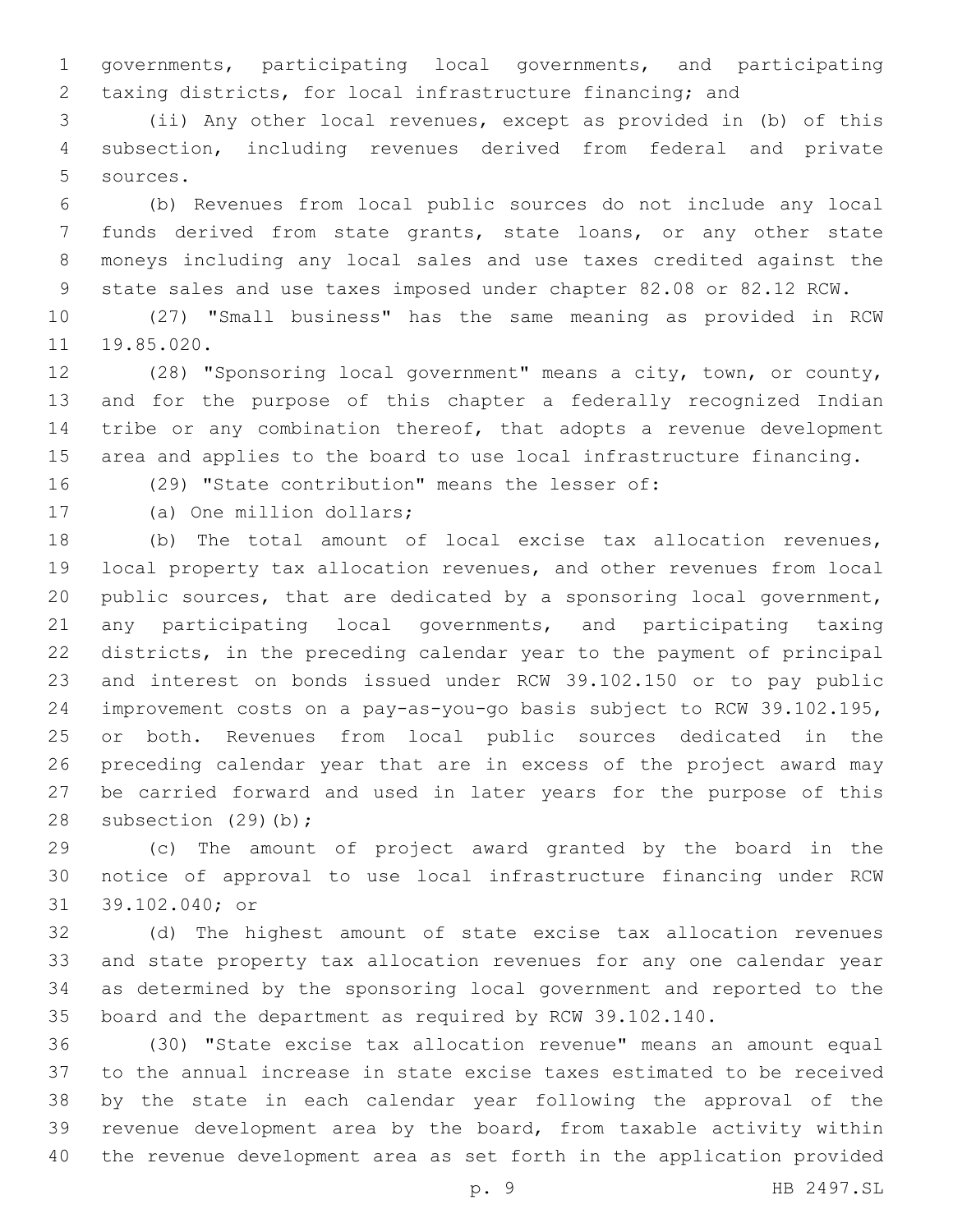governments, participating local governments, and participating taxing districts, for local infrastructure financing; and

(ii) Any other local revenues, except as provided in (b) of this subsection, including revenues derived from federal and private sources.

(b) Revenues from local public sources do not include any local funds derived from state grants, state loans, or any other state moneys including any local sales and use taxes credited against the state sales and use taxes imposed under chapter 82.08 or 82.12 RCW.

(27) "Small business" has the same meaning as provided in RCW 19.85.020.

(28) "Sponsoring local government" means a city, town, or county, and for the purpose of this chapter a federally recognized Indian tribe or any combination thereof, that adopts a revenue development area and applies to the board to use local infrastructure financing.

(29) "State contribution" means the lesser of:

(a) One million dollars;

(b) The total amount of local excise tax allocation revenues, local property tax allocation revenues, and other revenues from local public sources, that are dedicated by a sponsoring local government, any participating local governments, and participating taxing districts, in the preceding calendar year to the payment of principal and interest on bonds issued under RCW 39.102.150 or to pay public improvement costs on a pay-as-you-go basis subject to RCW 39.102.195, or both. Revenues from local public sources dedicated in the preceding calendar year that are in excess of the project award may be carried forward and used in later years for the purpose of this subsection (29)(b);

(c) The amount of project award granted by the board in the notice of approval to use local infrastructure financing under RCW 39.102.040; or

(d) The highest amount of state excise tax allocation revenues and state property tax allocation revenues for any one calendar year as determined by the sponsoring local government and reported to the board and the department as required by RCW 39.102.140.

(30) "State excise tax allocation revenue" means an amount equal to the annual increase in state excise taxes estimated to be received by the state in each calendar year following the approval of the revenue development area by the board, from taxable activity within the revenue development area as set forth in the application provided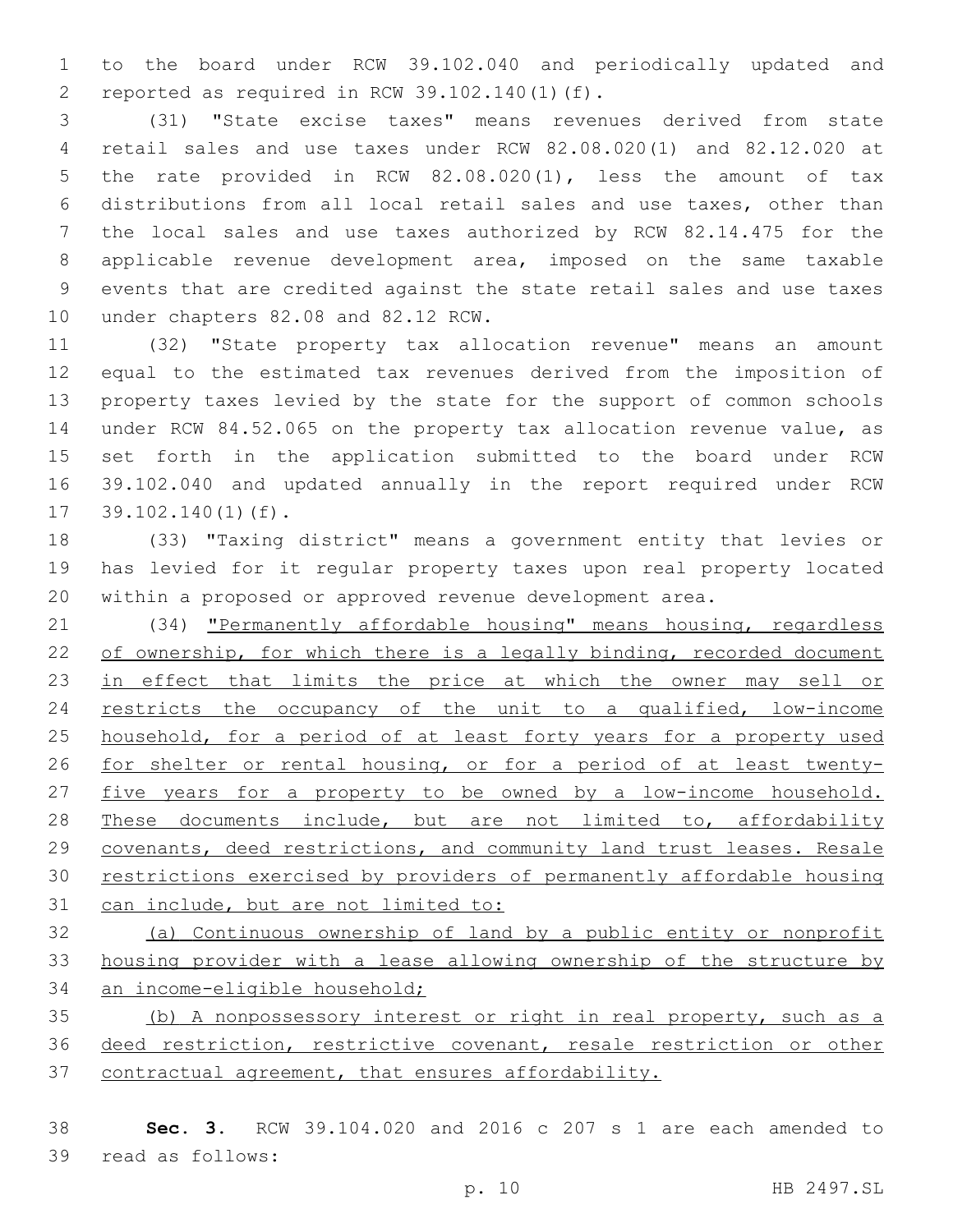to the board under RCW 39.102.040 and periodically updated and reported as required in RCW 39.102.140(1)(f).

(31) "State excise taxes" means revenues derived from state retail sales and use taxes under RCW 82.08.020(1) and 82.12.020 at the rate provided in RCW 82.08.020(1), less the amount of tax distributions from all local retail sales and use taxes, other than the local sales and use taxes authorized by RCW 82.14.475 for the applicable revenue development area, imposed on the same taxable events that are credited against the state retail sales and use taxes under chapters 82.08 and 82.12 RCW.

(32) "State property tax allocation revenue" means an amount equal to the estimated tax revenues derived from the imposition of property taxes levied by the state for the support of common schools under RCW 84.52.065 on the property tax allocation revenue value, as set forth in the application submitted to the board under RCW 39.102.040 and updated annually in the report required under RCW 39.102.140(1)(f).

(33) "Taxing district" means a government entity that levies or has levied for it regular property taxes upon real property located within a proposed or approved revenue development area.

(34) "Permanently affordable housing" means housing, regardless of ownership, for which there is a legally binding, recorded document in effect that limits the price at which the owner may sell or restricts the occupancy of the unit to a qualified, low-income household, for a period of at least forty years for a property used for shelter or rental housing, or for a period of at least twenty-five years for a property to be owned by a low-income household. These documents include, but are not limited to, affordability covenants, deed restrictions, and community land trust leases. Resale restrictions exercised by providers of permanently affordable housing can include, but are not limited to:

(a) Continuous ownership of land by a public entity or nonprofit housing provider with a lease allowing ownership of the structure by an income-eligible household;

(b) A nonpossessory interest or right in real property, such as a deed restriction, restrictive covenant, resale restriction or other contractual agreement, that ensures affordability.

**Sec. 3.** RCW 39.104.020 and 2016 c 207 s 1 are each amended to read as follows: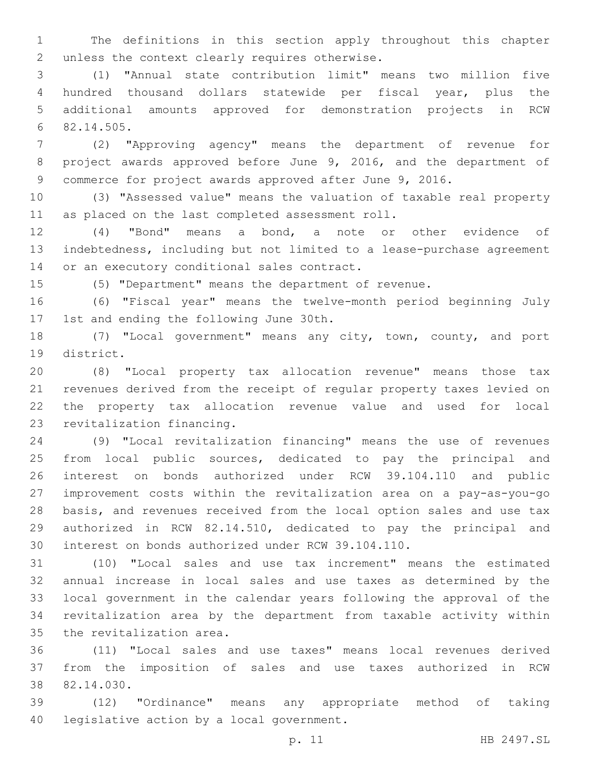The definitions in this section apply throughout this chapter unless the context clearly requires otherwise.

(1) "Annual state contribution limit" means two million five hundred thousand dollars statewide per fiscal year, plus the additional amounts approved for demonstration projects in RCW 82.14.505.

(2) "Approving agency" means the department of revenue for project awards approved before June 9, 2016, and the department of commerce for project awards approved after June 9, 2016.

(3) "Assessed value" means the valuation of taxable real property as placed on the last completed assessment roll.

(4) "Bond" means a bond, a note or other evidence of indebtedness, including but not limited to a lease-purchase agreement or an executory conditional sales contract.

(5) "Department" means the department of revenue.

(6) "Fiscal year" means the twelve-month period beginning July 1st and ending the following June 30th.

(7) "Local government" means any city, town, county, and port district.

(8) "Local property tax allocation revenue" means those tax revenues derived from the receipt of regular property taxes levied on the property tax allocation revenue value and used for local revitalization financing.

(9) "Local revitalization financing" means the use of revenues from local public sources, dedicated to pay the principal and interest on bonds authorized under RCW 39.104.110 and public improvement costs within the revitalization area on a pay-as-you-go basis, and revenues received from the local option sales and use tax authorized in RCW 82.14.510, dedicated to pay the principal and interest on bonds authorized under RCW 39.104.110.

(10) "Local sales and use tax increment" means the estimated annual increase in local sales and use taxes as determined by the local government in the calendar years following the approval of the revitalization area by the department from taxable activity within the revitalization area.

(11) "Local sales and use taxes" means local revenues derived from the imposition of sales and use taxes authorized in RCW 82.14.030.

(12) "Ordinance" means any appropriate method of taking legislative action by a local government.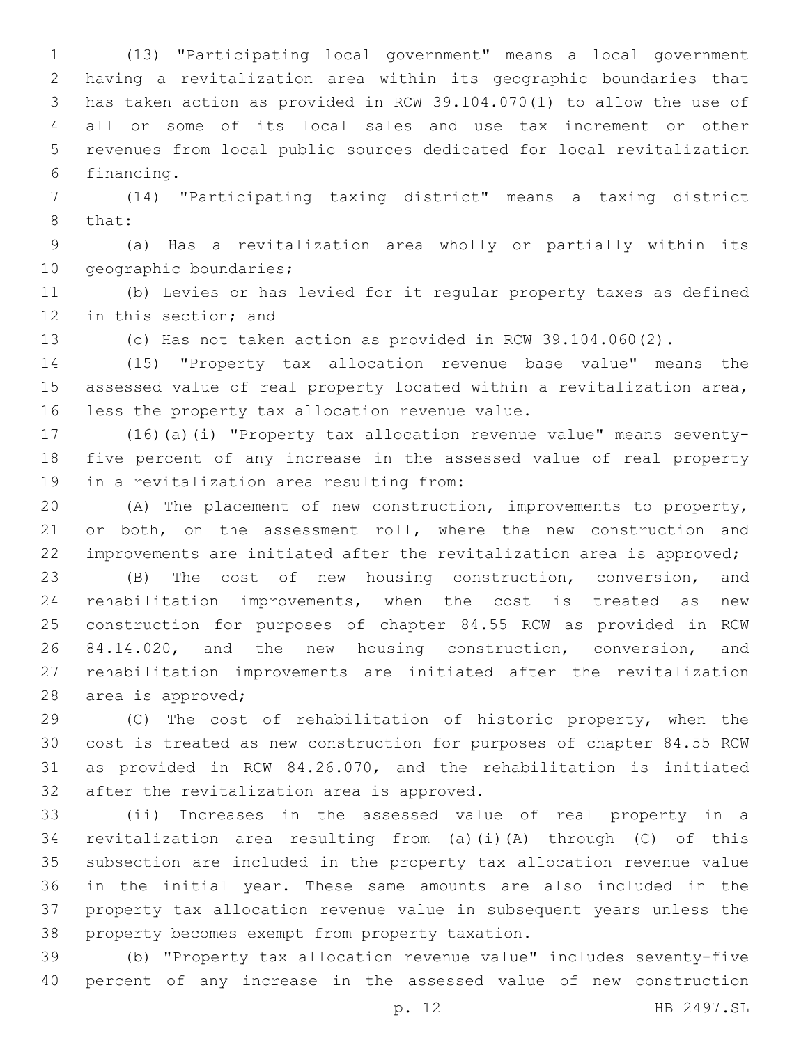(13) "Participating local government" means a local government having a revitalization area within its geographic boundaries that has taken action as provided in RCW 39.104.070(1) to allow the use of all or some of its local sales and use tax increment or other revenues from local public sources dedicated for local revitalization financing.

(14) "Participating taxing district" means a taxing district that:

(a) Has a revitalization area wholly or partially within its geographic boundaries;

(b) Levies or has levied for it regular property taxes as defined in this section; and

(c) Has not taken action as provided in RCW 39.104.060(2).

(15) "Property tax allocation revenue base value" means the assessed value of real property located within a revitalization area, less the property tax allocation revenue value.

(16)(a)(i) "Property tax allocation revenue value" means seventy-five percent of any increase in the assessed value of real property in a revitalization area resulting from:

(A) The placement of new construction, improvements to property, or both, on the assessment roll, where the new construction and improvements are initiated after the revitalization area is approved;

(B) The cost of new housing construction, conversion, and rehabilitation improvements, when the cost is treated as new construction for purposes of chapter 84.55 RCW as provided in RCW 84.14.020, and the new housing construction, conversion, and rehabilitation improvements are initiated after the revitalization area is approved;

(C) The cost of rehabilitation of historic property, when the cost is treated as new construction for purposes of chapter 84.55 RCW as provided in RCW 84.26.070, and the rehabilitation is initiated after the revitalization area is approved.

(ii) Increases in the assessed value of real property in a revitalization area resulting from (a)(i)(A) through (C) of this subsection are included in the property tax allocation revenue value in the initial year. These same amounts are also included in the property tax allocation revenue value in subsequent years unless the property becomes exempt from property taxation.

(b) "Property tax allocation revenue value" includes seventy-five percent of any increase in the assessed value of new construction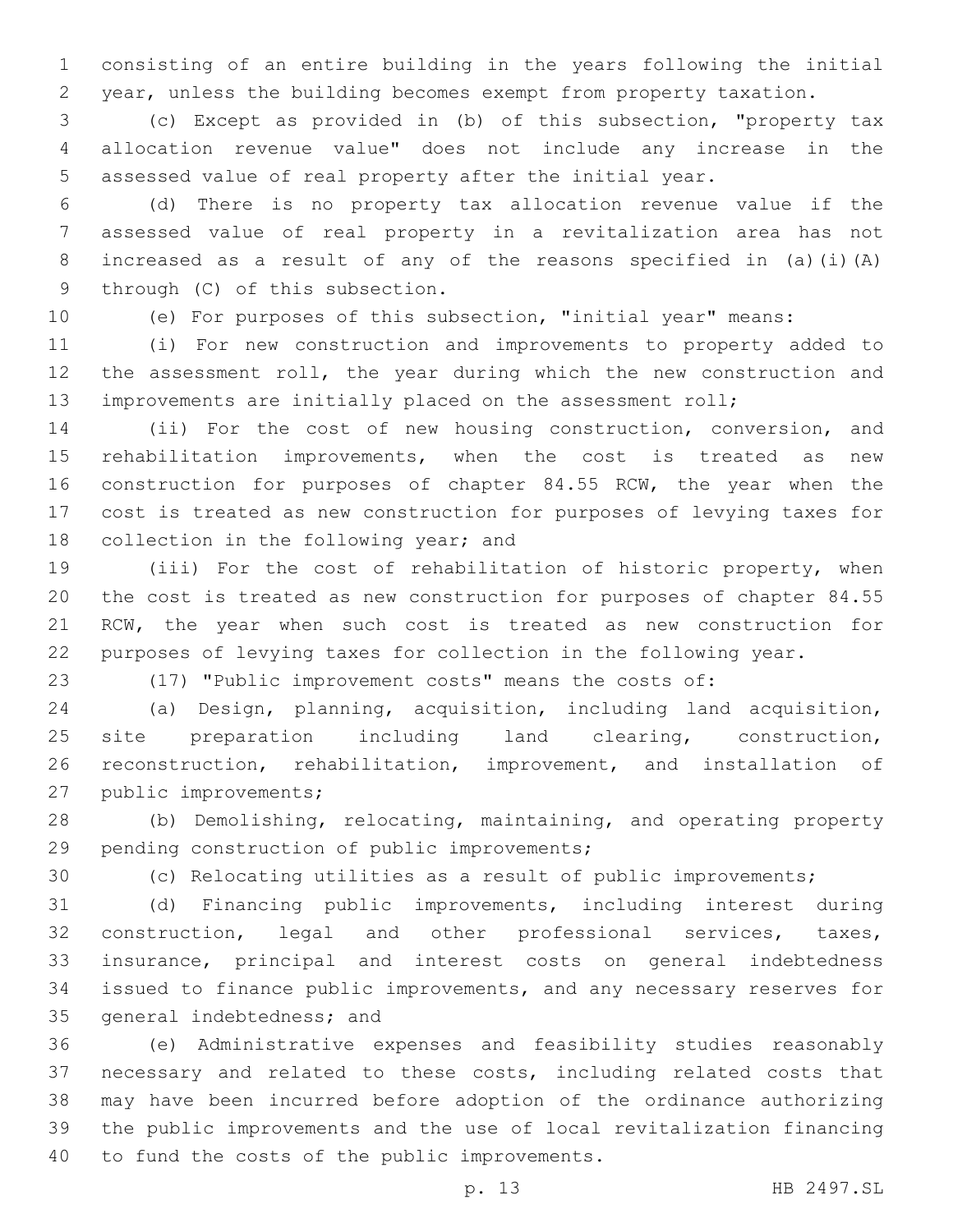consisting of an entire building in the years following the initial year, unless the building becomes exempt from property taxation.

(c) Except as provided in (b) of this subsection, "property tax allocation revenue value" does not include any increase in the assessed value of real property after the initial year.

(d) There is no property tax allocation revenue value if the assessed value of real property in a revitalization area has not increased as a result of any of the reasons specified in (a)(i)(A) through (C) of this subsection.

(e) For purposes of this subsection, "initial year" means:

(i) For new construction and improvements to property added to the assessment roll, the year during which the new construction and improvements are initially placed on the assessment roll;

(ii) For the cost of new housing construction, conversion, and rehabilitation improvements, when the cost is treated as new construction for purposes of chapter 84.55 RCW, the year when the cost is treated as new construction for purposes of levying taxes for collection in the following year; and

(iii) For the cost of rehabilitation of historic property, when the cost is treated as new construction for purposes of chapter 84.55 RCW, the year when such cost is treated as new construction for purposes of levying taxes for collection in the following year.

(17) "Public improvement costs" means the costs of:

(a) Design, planning, acquisition, including land acquisition, site preparation including land clearing, construction, reconstruction, rehabilitation, improvement, and installation of public improvements;

(b) Demolishing, relocating, maintaining, and operating property pending construction of public improvements;

(c) Relocating utilities as a result of public improvements;

(d) Financing public improvements, including interest during construction, legal and other professional services, taxes, insurance, principal and interest costs on general indebtedness issued to finance public improvements, and any necessary reserves for general indebtedness; and

(e) Administrative expenses and feasibility studies reasonably necessary and related to these costs, including related costs that may have been incurred before adoption of the ordinance authorizing the public improvements and the use of local revitalization financing to fund the costs of the public improvements.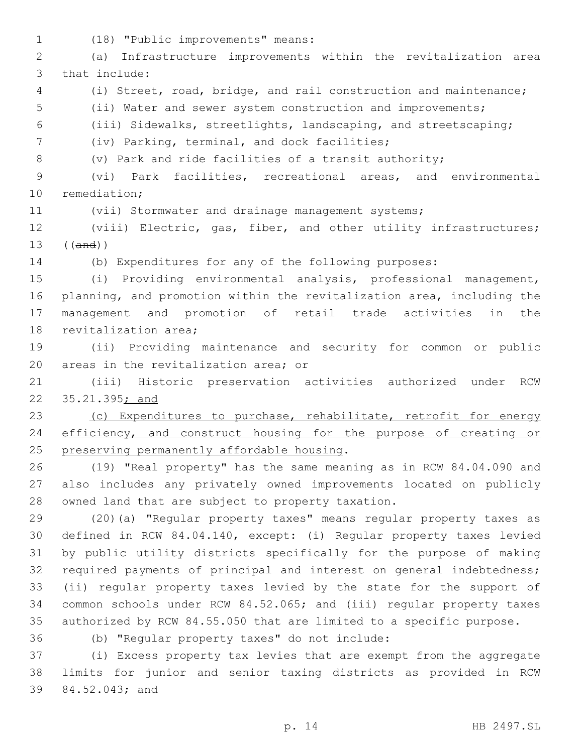(18) "Public improvements" means:

(a) Infrastructure improvements within the revitalization area that include:

(i) Street, road, bridge, and rail construction and maintenance;

(ii) Water and sewer system construction and improvements;

(iii) Sidewalks, streetlights, landscaping, and streetscaping;

(iv) Parking, terminal, and dock facilities;

(v) Park and ride facilities of a transit authority;

(vi) Park facilities, recreational areas, and environmental remediation;

(vii) Stormwater and drainage management systems;

(viii) Electric, gas, fiber, and other utility infrastructures; ((~~and~~))

(b) Expenditures for any of the following purposes:

(i) Providing environmental analysis, professional management, planning, and promotion within the revitalization area, including the management and promotion of retail trade activities in the revitalization area;

(ii) Providing maintenance and security for common or public areas in the revitalization area; or

(iii) Historic preservation activities authorized under RCW 35.21.395<u>; and</u>

<u>(c) Expenditures to purchase, rehabilitate, retrofit for energy efficiency, and construct housing for the purpose of creating or preserving permanently affordable housing</u>.

(19) "Real property" has the same meaning as in RCW 84.04.090 and also includes any privately owned improvements located on publicly owned land that are subject to property taxation.

(20)(a) "Regular property taxes" means regular property taxes as defined in RCW 84.04.140, except: (i) Regular property taxes levied by public utility districts specifically for the purpose of making required payments of principal and interest on general indebtedness; (ii) regular property taxes levied by the state for the support of common schools under RCW 84.52.065; and (iii) regular property taxes authorized by RCW 84.55.050 that are limited to a specific purpose.

(b) "Regular property taxes" do not include:

(i) Excess property tax levies that are exempt from the aggregate limits for junior and senior taxing districts as provided in RCW 84.52.043; and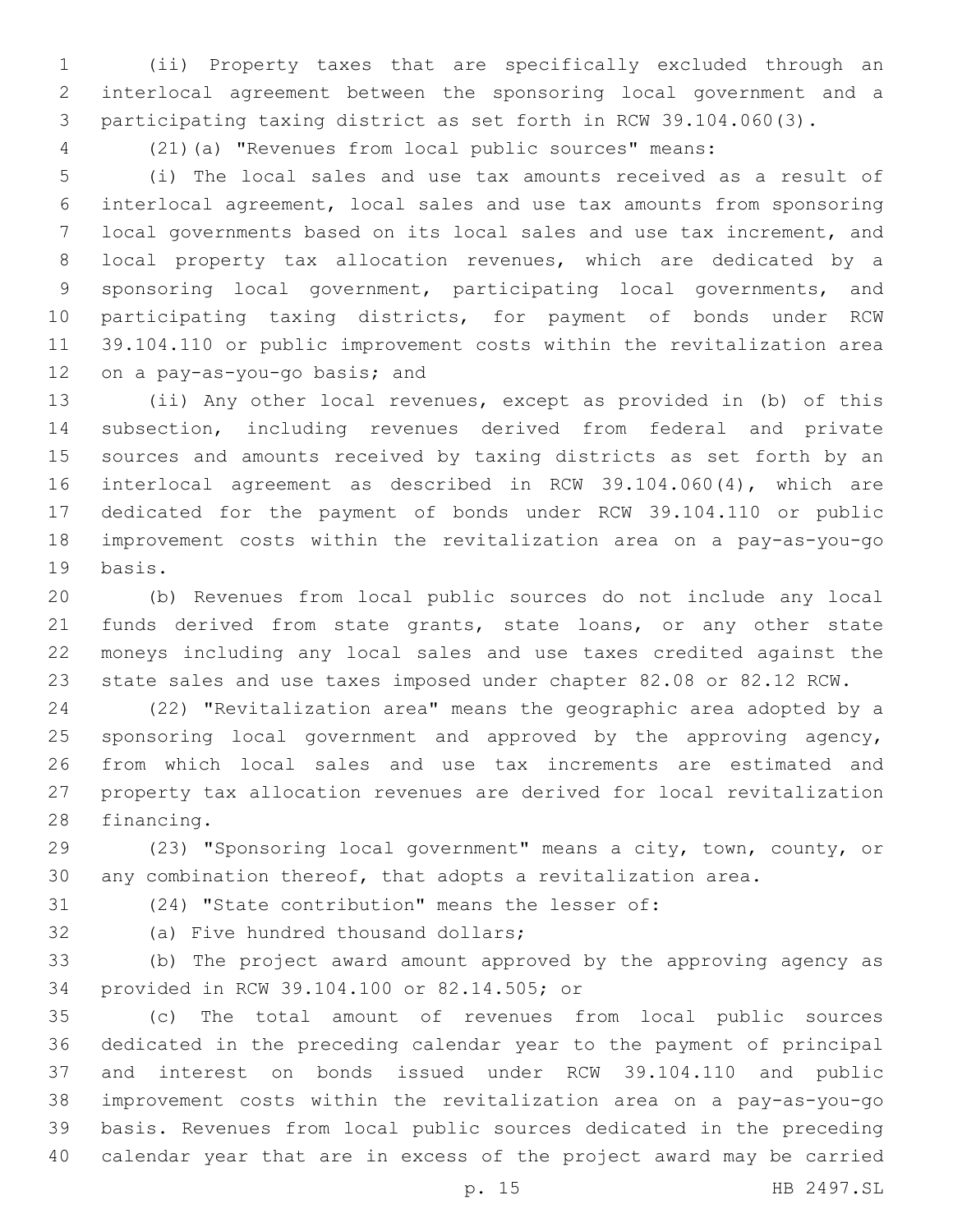(ii) Property taxes that are specifically excluded through an interlocal agreement between the sponsoring local government and a participating taxing district as set forth in RCW 39.104.060(3).

(21)(a) "Revenues from local public sources" means:

(i) The local sales and use tax amounts received as a result of interlocal agreement, local sales and use tax amounts from sponsoring local governments based on its local sales and use tax increment, and local property tax allocation revenues, which are dedicated by a sponsoring local government, participating local governments, and participating taxing districts, for payment of bonds under RCW 39.104.110 or public improvement costs within the revitalization area on a pay-as-you-go basis; and

(ii) Any other local revenues, except as provided in (b) of this subsection, including revenues derived from federal and private sources and amounts received by taxing districts as set forth by an interlocal agreement as described in RCW 39.104.060(4), which are dedicated for the payment of bonds under RCW 39.104.110 or public improvement costs within the revitalization area on a pay-as-you-go basis.

(b) Revenues from local public sources do not include any local funds derived from state grants, state loans, or any other state moneys including any local sales and use taxes credited against the state sales and use taxes imposed under chapter 82.08 or 82.12 RCW.

(22) "Revitalization area" means the geographic area adopted by a sponsoring local government and approved by the approving agency, from which local sales and use tax increments are estimated and property tax allocation revenues are derived for local revitalization financing.

(23) "Sponsoring local government" means a city, town, county, or any combination thereof, that adopts a revitalization area.

(24) "State contribution" means the lesser of:

(a) Five hundred thousand dollars;

(b) The project award amount approved by the approving agency as provided in RCW 39.104.100 or 82.14.505; or

(c) The total amount of revenues from local public sources dedicated in the preceding calendar year to the payment of principal and interest on bonds issued under RCW 39.104.110 and public improvement costs within the revitalization area on a pay-as-you-go basis. Revenues from local public sources dedicated in the preceding calendar year that are in excess of the project award may be carried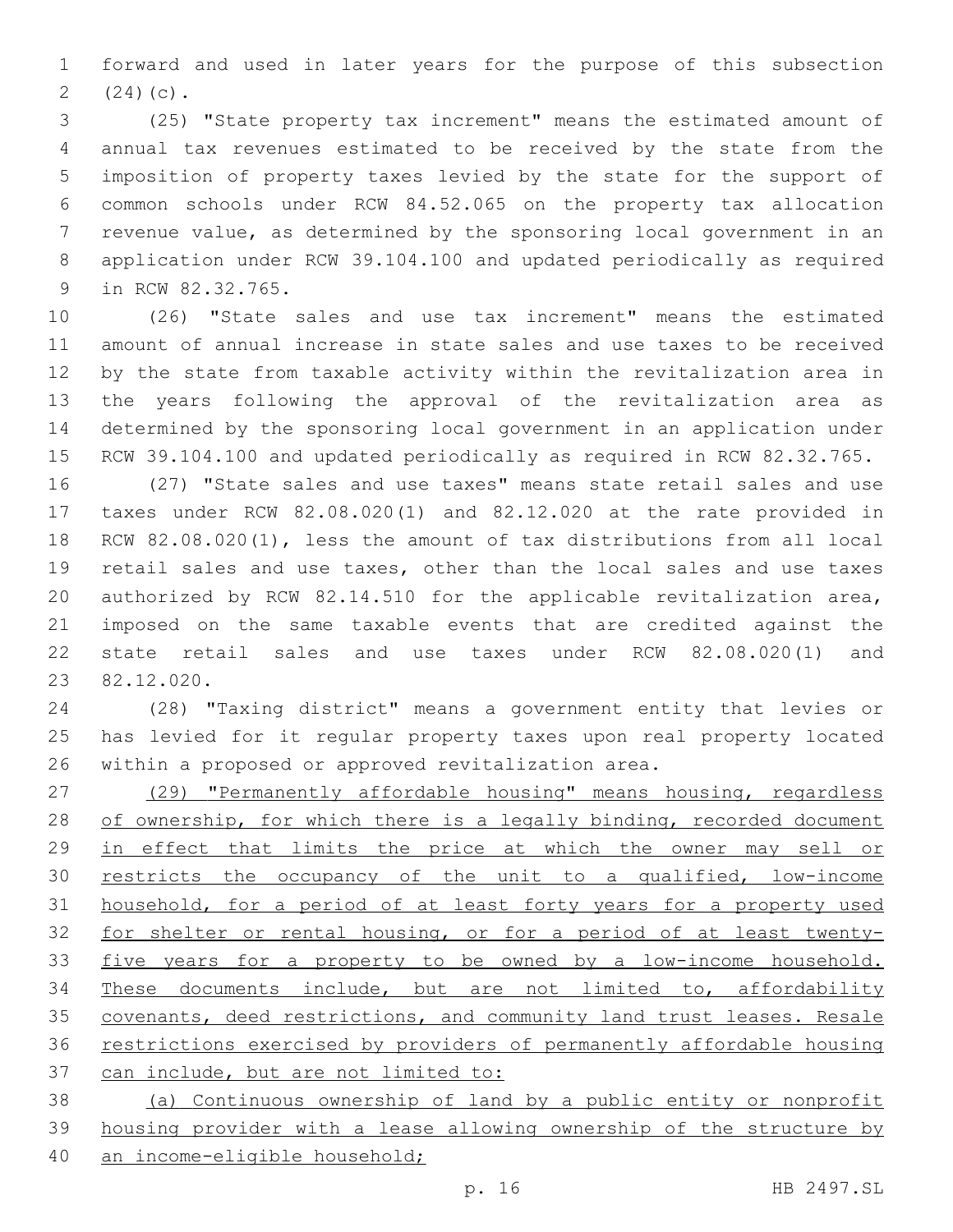forward and used in later years for the purpose of this subsection (24)(c).

(25) "State property tax increment" means the estimated amount of annual tax revenues estimated to be received by the state from the imposition of property taxes levied by the state for the support of common schools under RCW 84.52.065 on the property tax allocation revenue value, as determined by the sponsoring local government in an application under RCW 39.104.100 and updated periodically as required in RCW 82.32.765.

(26) "State sales and use tax increment" means the estimated amount of annual increase in state sales and use taxes to be received by the state from taxable activity within the revitalization area in the years following the approval of the revitalization area as determined by the sponsoring local government in an application under RCW 39.104.100 and updated periodically as required in RCW 82.32.765.

(27) "State sales and use taxes" means state retail sales and use taxes under RCW 82.08.020(1) and 82.12.020 at the rate provided in RCW 82.08.020(1), less the amount of tax distributions from all local retail sales and use taxes, other than the local sales and use taxes authorized by RCW 82.14.510 for the applicable revitalization area, imposed on the same taxable events that are credited against the state retail sales and use taxes under RCW 82.08.020(1) and 82.12.020.

(28) "Taxing district" means a government entity that levies or has levied for it regular property taxes upon real property located within a proposed or approved revitalization area.

<u>(29) "Permanently affordable housing" means housing, regardless of ownership, for which there is a legally binding, recorded document in effect that limits the price at which the owner may sell or restricts the occupancy of the unit to a qualified, low-income household, for a period of at least forty years for a property used for shelter or rental housing, or for a period of at least twenty-five years for a property to be owned by a low-income household. These documents include, but are not limited to, affordability covenants, deed restrictions, and community land trust leases. Resale restrictions exercised by providers of permanently affordable housing can include, but are not limited to:</u>

<u>(a) Continuous ownership of land by a public entity or nonprofit housing provider with a lease allowing ownership of the structure by an income-eligible household;</u>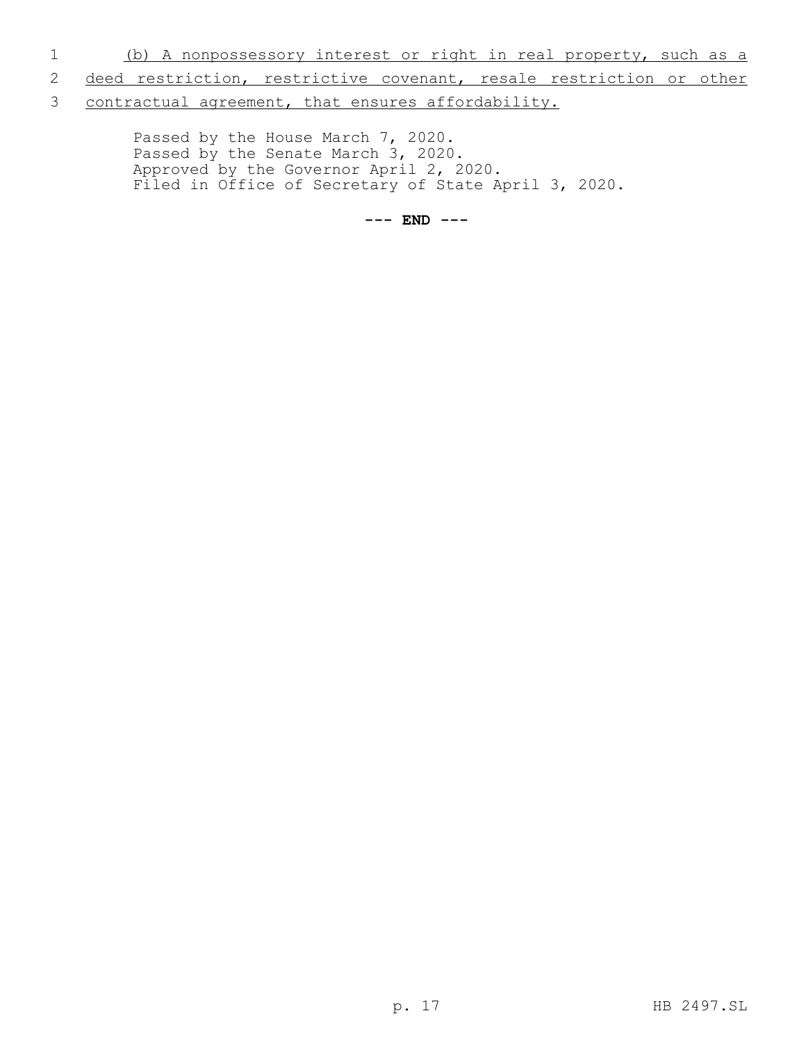(b) A nonpossessory interest or right in real property, such as a deed restriction, restrictive covenant, resale restriction or other contractual agreement, that ensures affordability.

Passed by the House March 7, 2020.
Passed by the Senate March 3, 2020.
Approved by the Governor April 2, 2020.
Filed in Office of Secretary of State April 3, 2020.

**--- END ---**